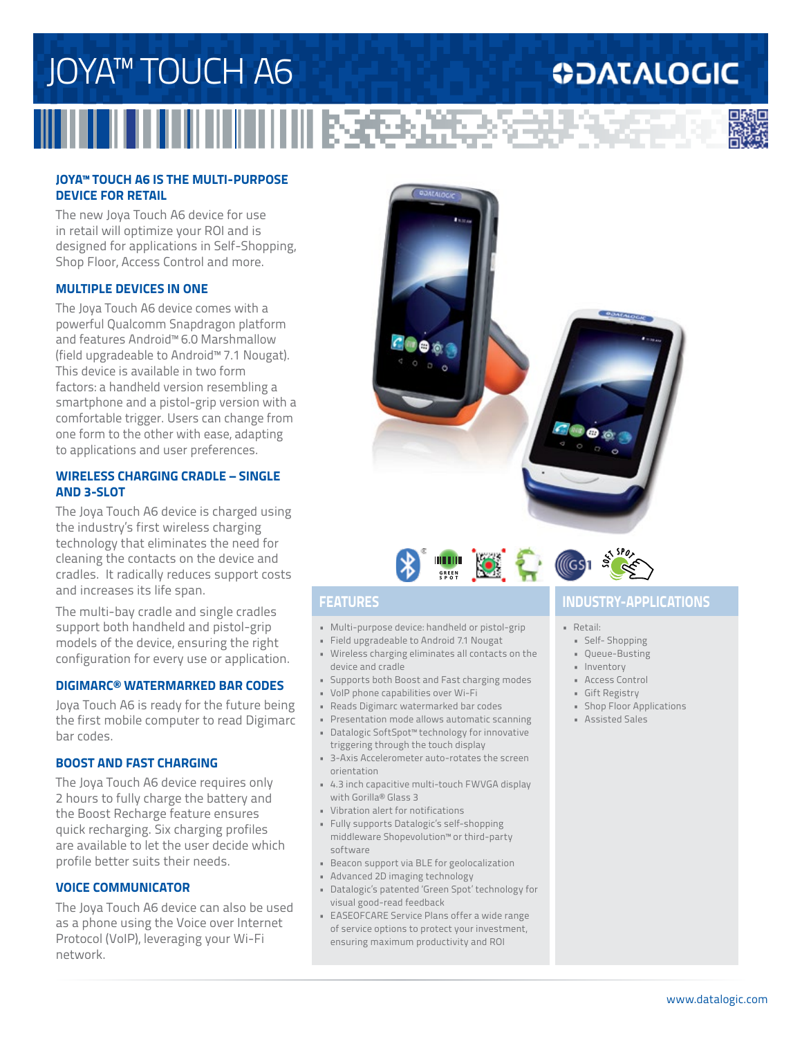# JOYA™ TOUCH A6

DATALOGIC

## JOYA™ TOUCH A6 IS THE MULTI-PURPOSE DEVICE FOR RETAIL

The new Joya Touch A6 device for use in retail will optimize your ROI and is designed for applications in Self-Shopping, Shop Floor, Access Control and more.

## MULTIPLE DEVICES IN ONE

The Joya Touch A6 device comes with a powerful Qualcomm Snapdragon platform and features Android™ 6.0 Marshmallow (field upgradeable to Android™ 7.1 Nougat). This device is available in two form factors: a handheld version resembling a smartphone and a pistol-grip version with a comfortable trigger. Users can change from one form to the other with ease, adapting to applications and user preferences.

## WIRELESS CHARGING CRADLE – SINGLE AND 3-SLOT

The Joya Touch A6 device is charged using the industry's first wireless charging technology that eliminates the need for cleaning the contacts on the device and cradles. It radically reduces support costs and increases its life span.

The multi-bay cradle and single cradles support both handheld and pistol-grip models of the device, ensuring the right configuration for every use or application.

## DIGIMARC® WATERMARKED BAR CODES

Joya Touch A6 is ready for the future being the first mobile computer to read Digimarc bar codes.

## BOOST AND FAST CHARGING

The Joya Touch A6 device requires only 2 hours to fully charge the battery and the Boost Recharge feature ensures quick recharging. Six charging profiles are available to let the user decide which profile better suits their needs.

## VOICE COMMUNICATOR

The Joya Touch A6 device can also be used as a phone using the Voice over Internet Protocol (VoIP), leveraging your Wi-Fi network.

## FEATURES

- Multi-purpose device: handheld or pistol-grip
- Field upgradeable to Android 7.1 Nougat
- Wireless charging eliminates all contacts on the device and cradle
- Supports both Boost and Fast charging modes
- VoIP phone capabilities over Wi-Fi
- Reads Digimarc watermarked bar codes
- Presentation mode allows automatic scanning
- Datalogic SoftSpot™ technology for innovative triggering through the touch display
- 3-Axis Accelerometer auto-rotates the screen orientation
- 4.3 inch capacitive multi-touch FWVGA display with Gorilla® Glass 3
- Vibration alert for notifications
- Fully supports Datalogic's self-shopping middleware Shopevolution™ or third-party software
- Beacon support via BLE for geolocalization
- Advanced 2D imaging technology
- Datalogic's patented 'Green Spot' technology for visual good-read feedback
- EASEOFCARE Service Plans offer a wide range of service options to protect your investment, ensuring maximum productivity and ROI

## INDUSTRY-APPLICATIONS

- Retail:
  - Self- Shopping
  - Queue-Busting
  - Inventory
  - Access Control
  - Gift Registry
  - Shop Floor Applications
  - Assisted Sales

www.datalogic.com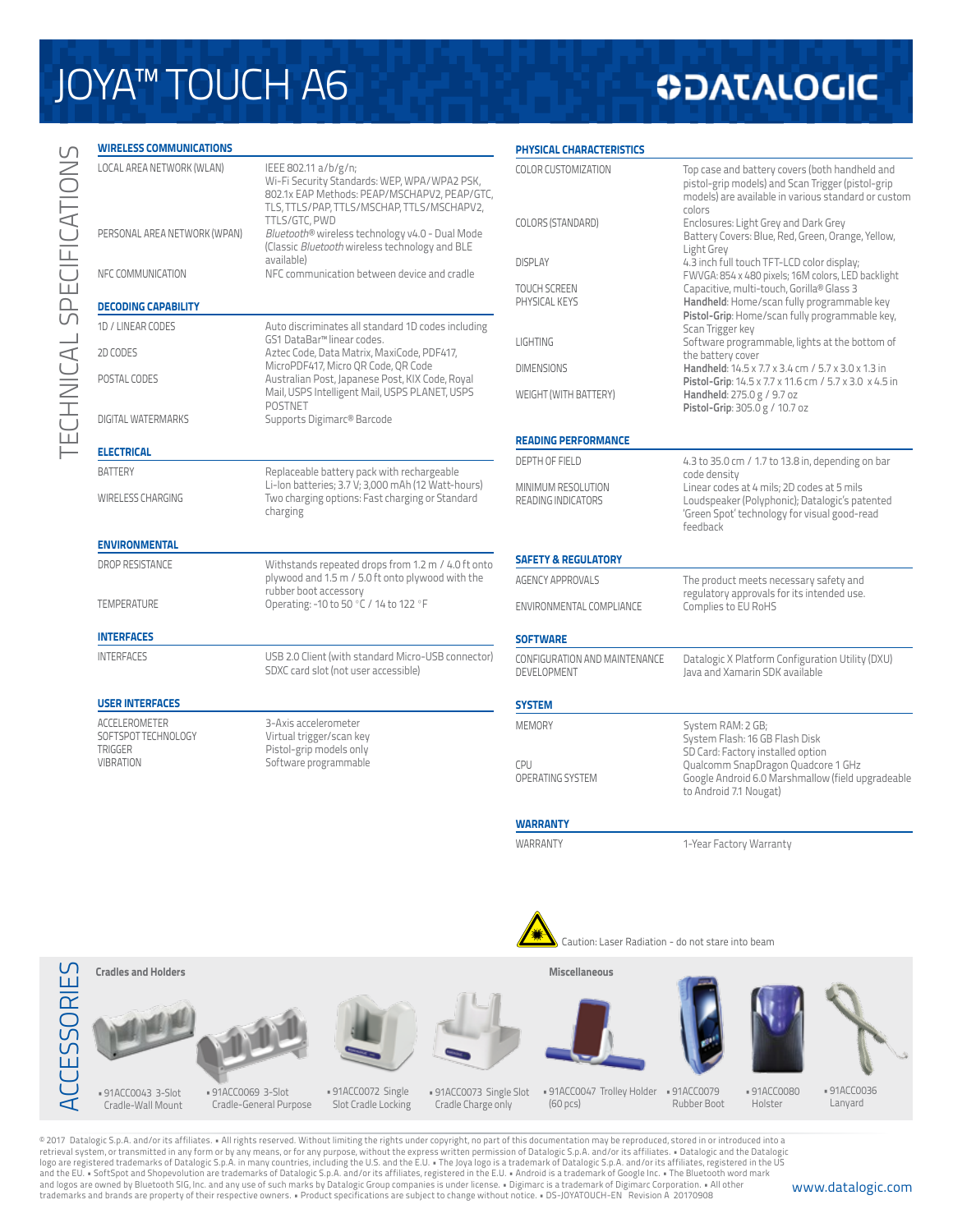# JOYA™ TOUCH A6

## TECHNICAL SPECIFICATIONS

### WIRELESS COMMUNICATIONS

| | |
|---|---|
| LOCAL AREA NETWORK (WLAN) | IEEE 802.11 a/b/g/n; Wi-Fi Security Standards: WEP, WPA/WPA2 PSK, 802.1x EAP Methods: PEAP/MSCHAPV2, PEAP/GTC, TLS, TTLS/PAP, TTLS/MSCHAP, TTLS/MSCHAPV2, TTLS/GTC, PWD |
| PERSONAL AREA NETWORK (WPAN) | *Bluetooth*® wireless technology v4.0 - Dual Mode (Classic *Bluetooth* wireless technology and BLE available) |
| NFC COMMUNICATION | NFC communication between device and cradle |

### DECODING CAPABILITY

| | |
|---|---|
| 1D / LINEAR CODES | Auto discriminates all standard 1D codes including GS1 DataBar™ linear codes. |
| 2D CODES | Aztec Code, Data Matrix, MaxiCode, PDF417, MicroPDF417, Micro QR Code, QR Code |
| POSTAL CODES | Australian Post, Japanese Post, KIX Code, Royal Mail, USPS Intelligent Mail, USPS PLANET, USPS POSTNET |
| DIGITAL WATERMARKS | Supports Digimarc® Barcode |

### ELECTRICAL

| | |
|---|---|
| BATTERY | Replaceable battery pack with rechargeable Li-Ion batteries; 3.7 V; 3,000 mAh (12 Watt-hours) |
| WIRELESS CHARGING | Two charging options: Fast charging or Standard charging |

### ENVIRONMENTAL

| | |
|---|---|
| DROP RESISTANCE | Withstands repeated drops from 1.2 m / 4.0 ft onto plywood and 1.5 m / 5.0 ft onto plywood with the rubber boot accessory |
| TEMPERATURE | Operating: -10 to 50 °C / 14 to 122 °F |

### INTERFACES

| | |
|---|---|
| INTERFACES | USB 2.0 Client (with standard Micro-USB connector) SDXC card slot (not user accessible) |

### USER INTERFACES

| | |
|---|---|
| ACCELEROMETER | 3-Axis accelerometer |
| SOFTSPOT TECHNOLOGY | Virtual trigger/scan key |
| TRIGGER | Pistol-grip models only |
| VIBRATION | Software programmable |

### PHYSICAL CHARACTERISTICS

| | |
|---|---|
| COLOR CUSTOMIZATION | Top case and battery covers (both handheld and pistol-grip models) and Scan Trigger (pistol-grip models) are available in various standard or custom colors |
| COLORS (STANDARD) | Enclosures: Light Grey and Dark Grey Battery Covers: Blue, Red, Green, Orange, Yellow, Light Grey |
| DISPLAY | 4.3 inch full touch TFT-LCD color display; FWVGA: 854 x 480 pixels; 16M colors, LED backlight |
| TOUCH SCREEN | Capacitive, multi-touch, Gorilla® Glass 3 |
| PHYSICAL KEYS | **Handheld**: Home/scan fully programmable key **Pistol-Grip**: Home/scan fully programmable key, Scan Trigger key |
| LIGHTING | Software programmable, lights at the bottom of the battery cover |
| DIMENSIONS | **Handheld**: 14.5 x 7.7 x 3.4 cm / 5.7 x 3.0 x 1.3 in **Pistol-Grip**: 14.5 x 7.7 x 11.6 cm / 5.7 x 3.0 x 4.5 in |
| WEIGHT (WITH BATTERY) | **Handheld**: 275.0 g / 9.7 oz **Pistol-Grip**: 305.0 g / 10.7 oz |

### READING PERFORMANCE

| | |
|---|---|
| DEPTH OF FIELD | 4.3 to 35.0 cm / 1.7 to 13.8 in, depending on bar code density |
| MINIMUM RESOLUTION | Linear codes at 4 mils; 2D codes at 5 mils |
| READING INDICATORS | Loudspeaker (Polyphonic); Datalogic's patented 'Green Spot' technology for visual good-read feedback |

### SAFETY & REGULATORY

| | |
|---|---|
| AGENCY APPROVALS | The product meets necessary safety and regulatory approvals for its intended use. |
| ENVIRONMENTAL COMPLIANCE | Complies to EU RoHS |

### SOFTWARE

| | |
|---|---|
| CONFIGURATION AND MAINTENANCE | Datalogic X Platform Configuration Utility (DXU) |
| DEVELOPMENT | Java and Xamarin SDK available |

### SYSTEM

| | |
|---|---|
| MEMORY | System RAM: 2 GB; System Flash: 16 GB Flash Disk SD Card: Factory installed option |
| CPU | Qualcomm SnapDragon Quadcore 1 GHz |
| OPERATING SYSTEM | Google Android 6.0 Marshmallow (field upgradeable to Android 7.1 Nougat) |

### WARRANTY

| | |
|---|---|
| WARRANTY | 1-Year Factory Warranty |

Caution: Laser Radiation - do not stare into beam

## ACCESSORIES

**Cradles and Holders**

- 91ACC0043 3-Slot Cradle-Wall Mount
- 91ACC0069 3-Slot Cradle-General Purpose
- 91ACC0072 Single Slot Cradle Locking
- 91ACC0073 Single Slot Cradle Charge only

**Miscellaneous**

- 91ACC0047 Trolley Holder (60 pcs)
- 91ACC0079 Rubber Boot
- 91ACC0080 Holster
- 91ACC0036 Lanyard

© 2017 Datalogic S.p.A. and/or its affiliates. • All rights reserved. Without limiting the rights under copyright, no part of this documentation may be reproduced, stored in or introduced into a retrieval system, or transmitted in any form or by any means, or for any purpose, without the express written permission of Datalogic S.p.A. and/or its affiliates. • Datalogic and the Datalogic logo are registered trademarks of Datalogic S.p.A. in many countries, including the U.S. and the E.U. • The Joya logo is a trademark of Datalogic S.p.A. and/or its affiliates, registered in the US and the EU. • SoftSpot and Shopevolution are trademarks of Datalogic S.p.A. and/or its affiliates, registered in the E.U. • Android is a trademark of Google Inc. • The Bluetooth word mark and logos are owned by Bluetooth SIG, Inc. and any use of such marks by Datalogic Group companies is under license. • Digimarc is a trademark of Digimarc Corporation. • All other trademarks and brands are property of their respective owners. • Product specifications are subject to change without notice. • DS-JOYATOUCH-EN Revision A 20170908

www.datalogic.com